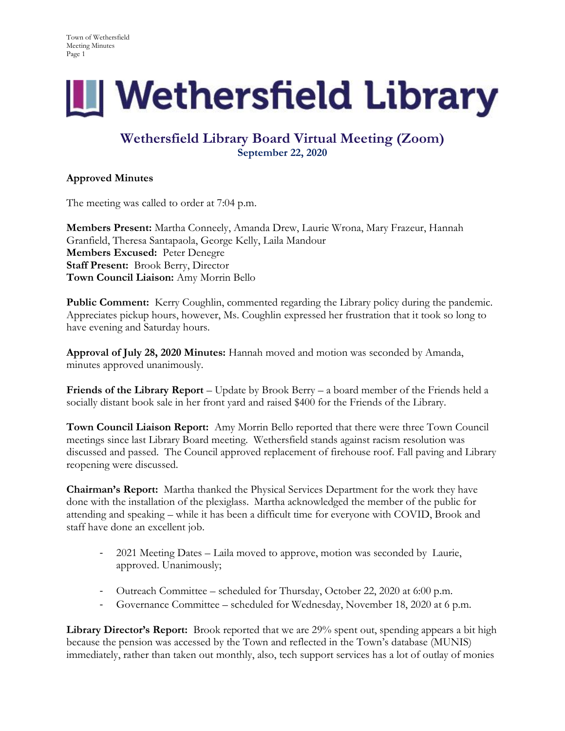# Wethersfield Library

## Wethersfield Library Board Virtual Meeting (Zoom)

### September 22, 2020

**Approved Minutes**

The meeting was called to order at 7:04 p.m.

**Members Present:** Martha Conneely, Amanda Drew, Laurie Wrona, Mary Frazeur, Hannah Granfield, Theresa Santapaola, George Kelly, Laila Mandour
**Members Excused:** Peter Denegre
**Staff Present:** Brook Berry, Director
**Town Council Liaison:** Amy Morrin Bello

**Public Comment:** Kerry Coughlin, commented regarding the Library policy during the pandemic. Appreciates pickup hours, however, Ms. Coughlin expressed her frustration that it took so long to have evening and Saturday hours.

**Approval of July 28, 2020 Minutes:** Hannah moved and motion was seconded by Amanda, minutes approved unanimously.

**Friends of the Library Report** – Update by Brook Berry – a board member of the Friends held a socially distant book sale in her front yard and raised $400 for the Friends of the Library.

**Town Council Liaison Report:** Amy Morrin Bello reported that there were three Town Council meetings since last Library Board meeting. Wethersfield stands against racism resolution was discussed and passed. The Council approved replacement of firehouse roof. Fall paving and Library reopening were discussed.

**Chairman's Report:** Martha thanked the Physical Services Department for the work they have done with the installation of the plexiglass. Martha acknowledged the member of the public for attending and speaking – while it has been a difficult time for everyone with COVID, Brook and staff have done an excellent job.

- 2021 Meeting Dates – Laila moved to approve, motion was seconded by Laurie, approved. Unanimously;
- Outreach Committee – scheduled for Thursday, October 22, 2020 at 6:00 p.m.
- Governance Committee – scheduled for Wednesday, November 18, 2020 at 6 p.m.

**Library Director's Report:** Brook reported that we are 29% spent out, spending appears a bit high because the pension was accessed by the Town and reflected in the Town's database (MUNIS) immediately, rather than taken out monthly, also, tech support services has a lot of outlay of monies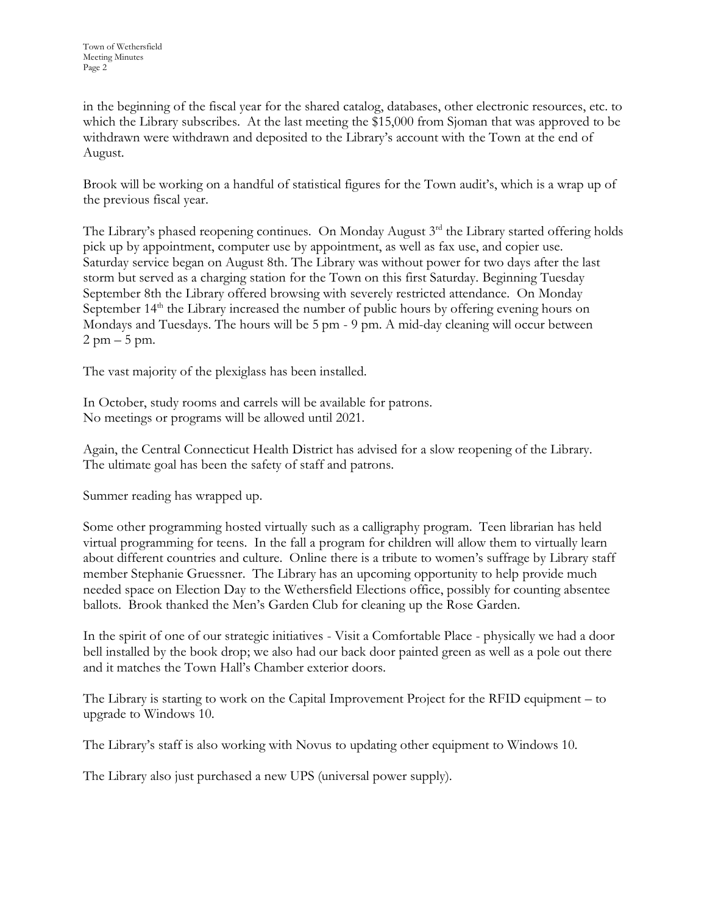in the beginning of the fiscal year for the shared catalog, databases, other electronic resources, etc. to which the Library subscribes. At the last meeting the $15,000 from Sjoman that was approved to be withdrawn were withdrawn and deposited to the Library's account with the Town at the end of August.

Brook will be working on a handful of statistical figures for the Town audit's, which is a wrap up of the previous fiscal year.

The Library's phased reopening continues. On Monday August 3rd the Library started offering holds pick up by appointment, computer use by appointment, as well as fax use, and copier use. Saturday service began on August 8th. The Library was without power for two days after the last storm but served as a charging station for the Town on this first Saturday. Beginning Tuesday September 8th the Library offered browsing with severely restricted attendance. On Monday September 14th the Library increased the number of public hours by offering evening hours on Mondays and Tuesdays. The hours will be 5 pm - 9 pm. A mid-day cleaning will occur between 2 pm – 5 pm.

The vast majority of the plexiglass has been installed.

In October, study rooms and carrels will be available for patrons.
No meetings or programs will be allowed until 2021.

Again, the Central Connecticut Health District has advised for a slow reopening of the Library. The ultimate goal has been the safety of staff and patrons.

Summer reading has wrapped up.

Some other programming hosted virtually such as a calligraphy program. Teen librarian has held virtual programming for teens. In the fall a program for children will allow them to virtually learn about different countries and culture. Online there is a tribute to women's suffrage by Library staff member Stephanie Gruessner. The Library has an upcoming opportunity to help provide much needed space on Election Day to the Wethersfield Elections office, possibly for counting absentee ballots. Brook thanked the Men's Garden Club for cleaning up the Rose Garden.

In the spirit of one of our strategic initiatives - Visit a Comfortable Place - physically we had a door bell installed by the book drop; we also had our back door painted green as well as a pole out there and it matches the Town Hall's Chamber exterior doors.

The Library is starting to work on the Capital Improvement Project for the RFID equipment – to upgrade to Windows 10.

The Library's staff is also working with Novus to updating other equipment to Windows 10.

The Library also just purchased a new UPS (universal power supply).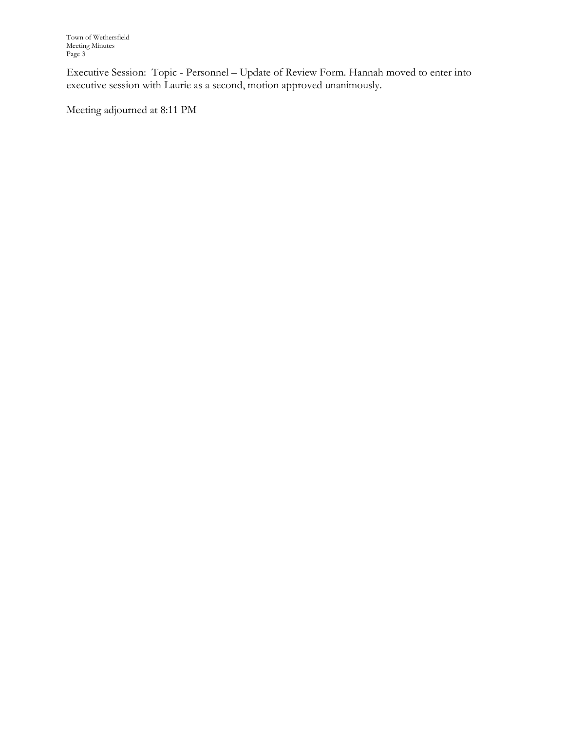Executive Session: Topic - Personnel – Update of Review Form. Hannah moved to enter into executive session with Laurie as a second, motion approved unanimously.

Meeting adjourned at 8:11 PM